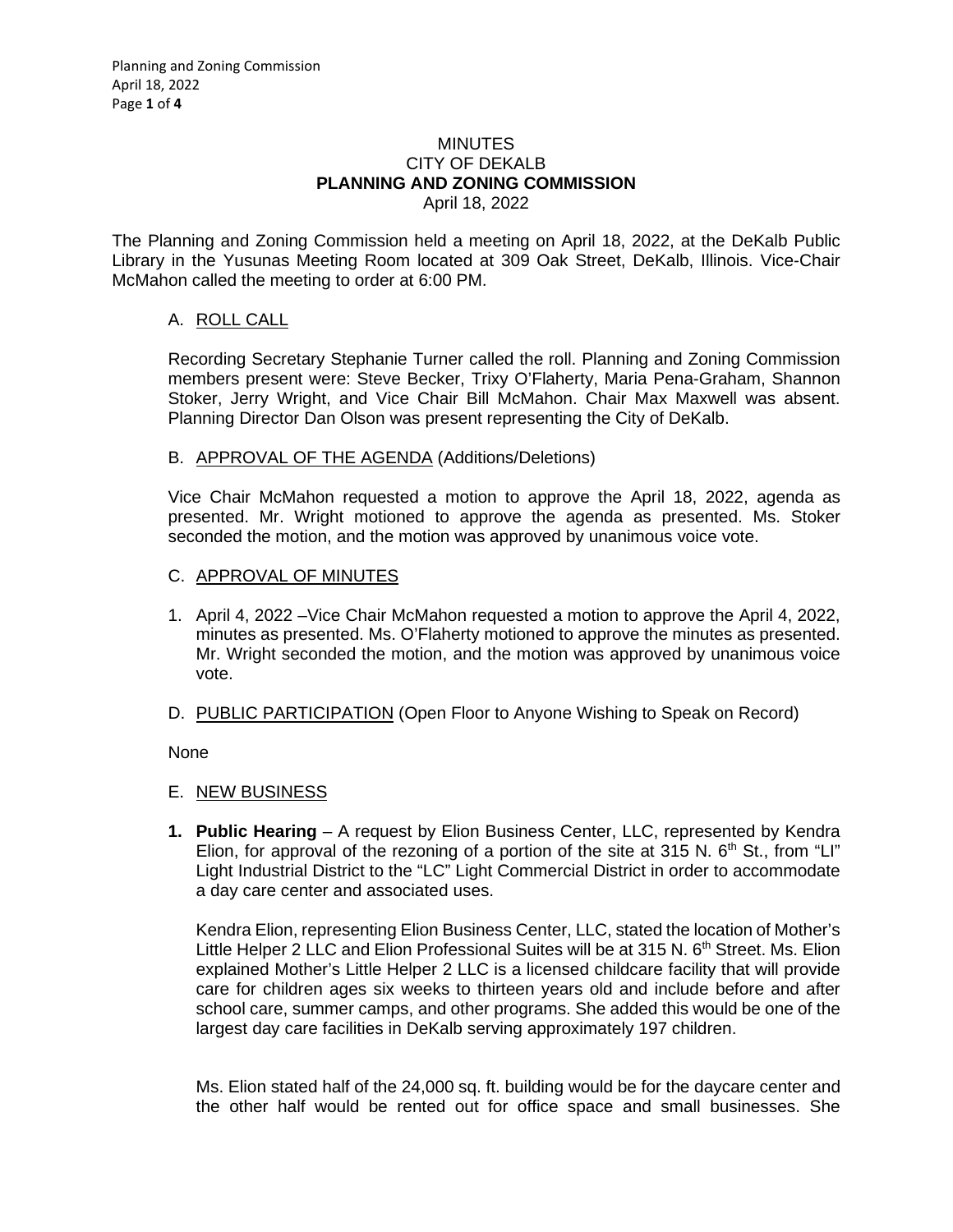# MINUTES
# CITY OF DEKALB
# PLANNING AND ZONING COMMISSION
April 18, 2022

The Planning and Zoning Commission held a meeting on April 18, 2022, at the DeKalb Public Library in the Yusunas Meeting Room located at 309 Oak Street, DeKalb, Illinois. Vice-Chair McMahon called the meeting to order at 6:00 PM.

A. ROLL CALL

Recording Secretary Stephanie Turner called the roll. Planning and Zoning Commission members present were: Steve Becker, Trixy O'Flaherty, Maria Pena-Graham, Shannon Stoker, Jerry Wright, and Vice Chair Bill McMahon. Chair Max Maxwell was absent. Planning Director Dan Olson was present representing the City of DeKalb.

B. APPROVAL OF THE AGENDA (Additions/Deletions)

Vice Chair McMahon requested a motion to approve the April 18, 2022, agenda as presented. Mr. Wright motioned to approve the agenda as presented. Ms. Stoker seconded the motion, and the motion was approved by unanimous voice vote.

C. APPROVAL OF MINUTES

1. April 4, 2022 –Vice Chair McMahon requested a motion to approve the April 4, 2022, minutes as presented. Ms. O'Flaherty motioned to approve the minutes as presented. Mr. Wright seconded the motion, and the motion was approved by unanimous voice vote.

D. PUBLIC PARTICIPATION (Open Floor to Anyone Wishing to Speak on Record)

None

E. NEW BUSINESS

1. **Public Hearing** – A request by Elion Business Center, LLC, represented by Kendra Elion, for approval of the rezoning of a portion of the site at 315 N. 6th St., from "LI" Light Industrial District to the "LC" Light Commercial District in order to accommodate a day care center and associated uses.

   Kendra Elion, representing Elion Business Center, LLC, stated the location of Mother's Little Helper 2 LLC and Elion Professional Suites will be at 315 N. 6th Street. Ms. Elion explained Mother's Little Helper 2 LLC is a licensed childcare facility that will provide care for children ages six weeks to thirteen years old and include before and after school care, summer camps, and other programs. She added this would be one of the largest day care facilities in DeKalb serving approximately 197 children.

   Ms. Elion stated half of the 24,000 sq. ft. building would be for the daycare center and the other half would be rented out for office space and small businesses. She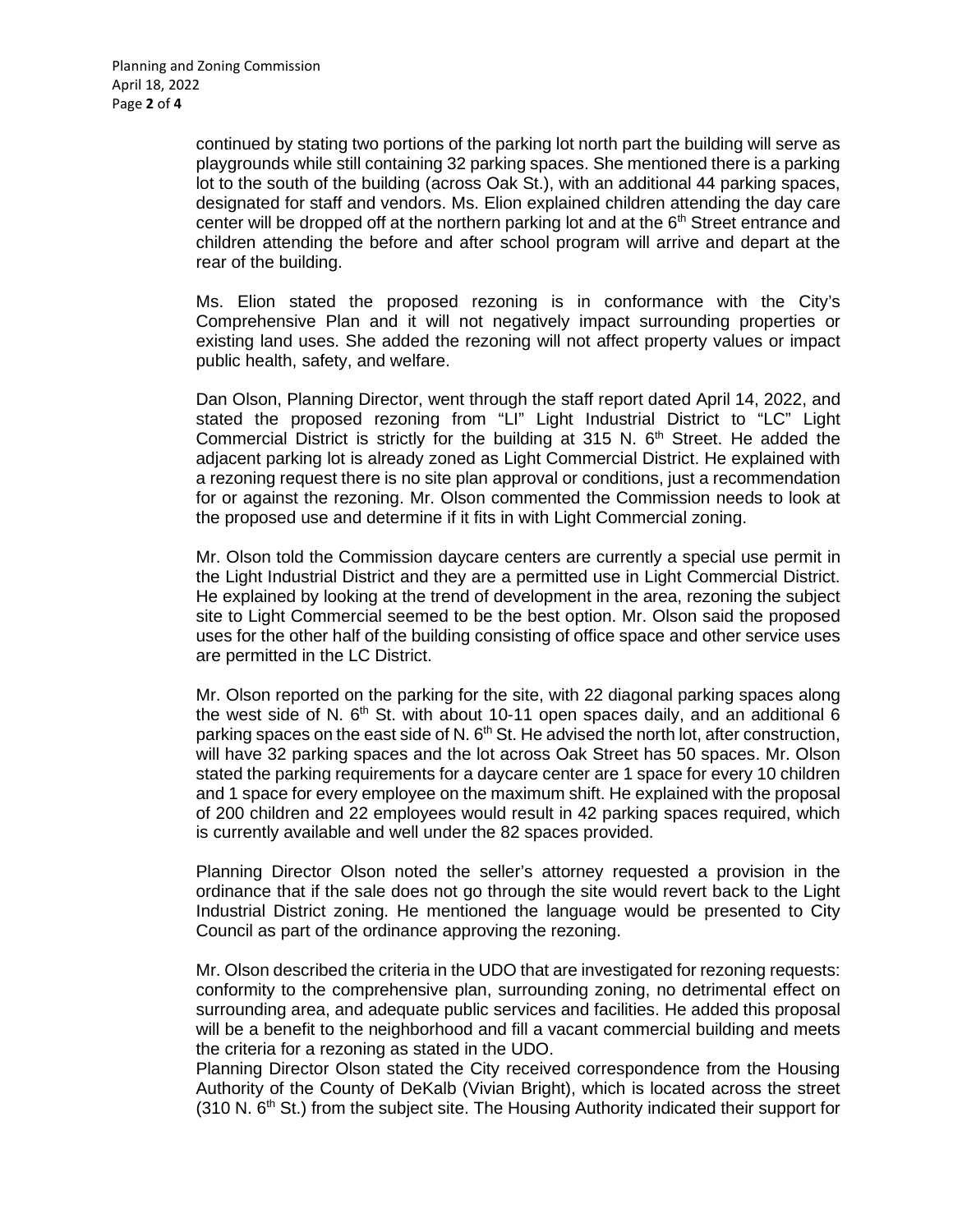continued by stating two portions of the parking lot north part the building will serve as playgrounds while still containing 32 parking spaces. She mentioned there is a parking lot to the south of the building (across Oak St.), with an additional 44 parking spaces, designated for staff and vendors. Ms. Elion explained children attending the day care center will be dropped off at the northern parking lot and at the 6th Street entrance and children attending the before and after school program will arrive and depart at the rear of the building.

Ms. Elion stated the proposed rezoning is in conformance with the City's Comprehensive Plan and it will not negatively impact surrounding properties or existing land uses. She added the rezoning will not affect property values or impact public health, safety, and welfare.

Dan Olson, Planning Director, went through the staff report dated April 14, 2022, and stated the proposed rezoning from "LI" Light Industrial District to "LC" Light Commercial District is strictly for the building at 315 N. 6th Street. He added the adjacent parking lot is already zoned as Light Commercial District. He explained with a rezoning request there is no site plan approval or conditions, just a recommendation for or against the rezoning. Mr. Olson commented the Commission needs to look at the proposed use and determine if it fits in with Light Commercial zoning.

Mr. Olson told the Commission daycare centers are currently a special use permit in the Light Industrial District and they are a permitted use in Light Commercial District. He explained by looking at the trend of development in the area, rezoning the subject site to Light Commercial seemed to be the best option. Mr. Olson said the proposed uses for the other half of the building consisting of office space and other service uses are permitted in the LC District.

Mr. Olson reported on the parking for the site, with 22 diagonal parking spaces along the west side of N. 6th St. with about 10-11 open spaces daily, and an additional 6 parking spaces on the east side of N. 6th St. He advised the north lot, after construction, will have 32 parking spaces and the lot across Oak Street has 50 spaces. Mr. Olson stated the parking requirements for a daycare center are 1 space for every 10 children and 1 space for every employee on the maximum shift. He explained with the proposal of 200 children and 22 employees would result in 42 parking spaces required, which is currently available and well under the 82 spaces provided.

Planning Director Olson noted the seller's attorney requested a provision in the ordinance that if the sale does not go through the site would revert back to the Light Industrial District zoning. He mentioned the language would be presented to City Council as part of the ordinance approving the rezoning.

Mr. Olson described the criteria in the UDO that are investigated for rezoning requests: conformity to the comprehensive plan, surrounding zoning, no detrimental effect on surrounding area, and adequate public services and facilities. He added this proposal will be a benefit to the neighborhood and fill a vacant commercial building and meets the criteria for a rezoning as stated in the UDO.

Planning Director Olson stated the City received correspondence from the Housing Authority of the County of DeKalb (Vivian Bright), which is located across the street (310 N. 6th St.) from the subject site. The Housing Authority indicated their support for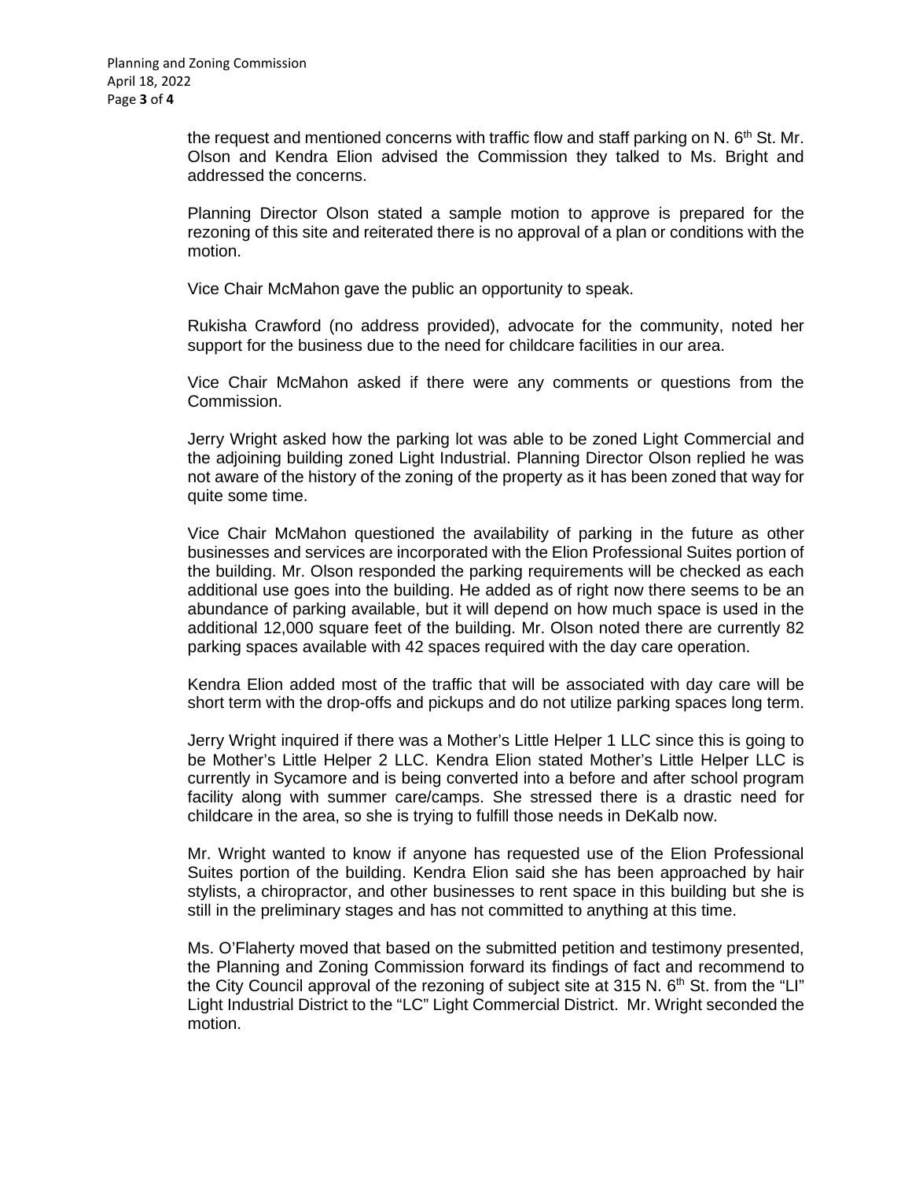the request and mentioned concerns with traffic flow and staff parking on N. 6th St. Mr. Olson and Kendra Elion advised the Commission they talked to Ms. Bright and addressed the concerns.

Planning Director Olson stated a sample motion to approve is prepared for the rezoning of this site and reiterated there is no approval of a plan or conditions with the motion.

Vice Chair McMahon gave the public an opportunity to speak.

Rukisha Crawford (no address provided), advocate for the community, noted her support for the business due to the need for childcare facilities in our area.

Vice Chair McMahon asked if there were any comments or questions from the Commission.

Jerry Wright asked how the parking lot was able to be zoned Light Commercial and the adjoining building zoned Light Industrial. Planning Director Olson replied he was not aware of the history of the zoning of the property as it has been zoned that way for quite some time.

Vice Chair McMahon questioned the availability of parking in the future as other businesses and services are incorporated with the Elion Professional Suites portion of the building. Mr. Olson responded the parking requirements will be checked as each additional use goes into the building. He added as of right now there seems to be an abundance of parking available, but it will depend on how much space is used in the additional 12,000 square feet of the building. Mr. Olson noted there are currently 82 parking spaces available with 42 spaces required with the day care operation.

Kendra Elion added most of the traffic that will be associated with day care will be short term with the drop-offs and pickups and do not utilize parking spaces long term.

Jerry Wright inquired if there was a Mother's Little Helper 1 LLC since this is going to be Mother's Little Helper 2 LLC. Kendra Elion stated Mother's Little Helper LLC is currently in Sycamore and is being converted into a before and after school program facility along with summer care/camps. She stressed there is a drastic need for childcare in the area, so she is trying to fulfill those needs in DeKalb now.

Mr. Wright wanted to know if anyone has requested use of the Elion Professional Suites portion of the building. Kendra Elion said she has been approached by hair stylists, a chiropractor, and other businesses to rent space in this building but she is still in the preliminary stages and has not committed to anything at this time.

Ms. O'Flaherty moved that based on the submitted petition and testimony presented, the Planning and Zoning Commission forward its findings of fact and recommend to the City Council approval of the rezoning of subject site at 315 N. 6th St. from the "LI" Light Industrial District to the "LC" Light Commercial District. Mr. Wright seconded the motion.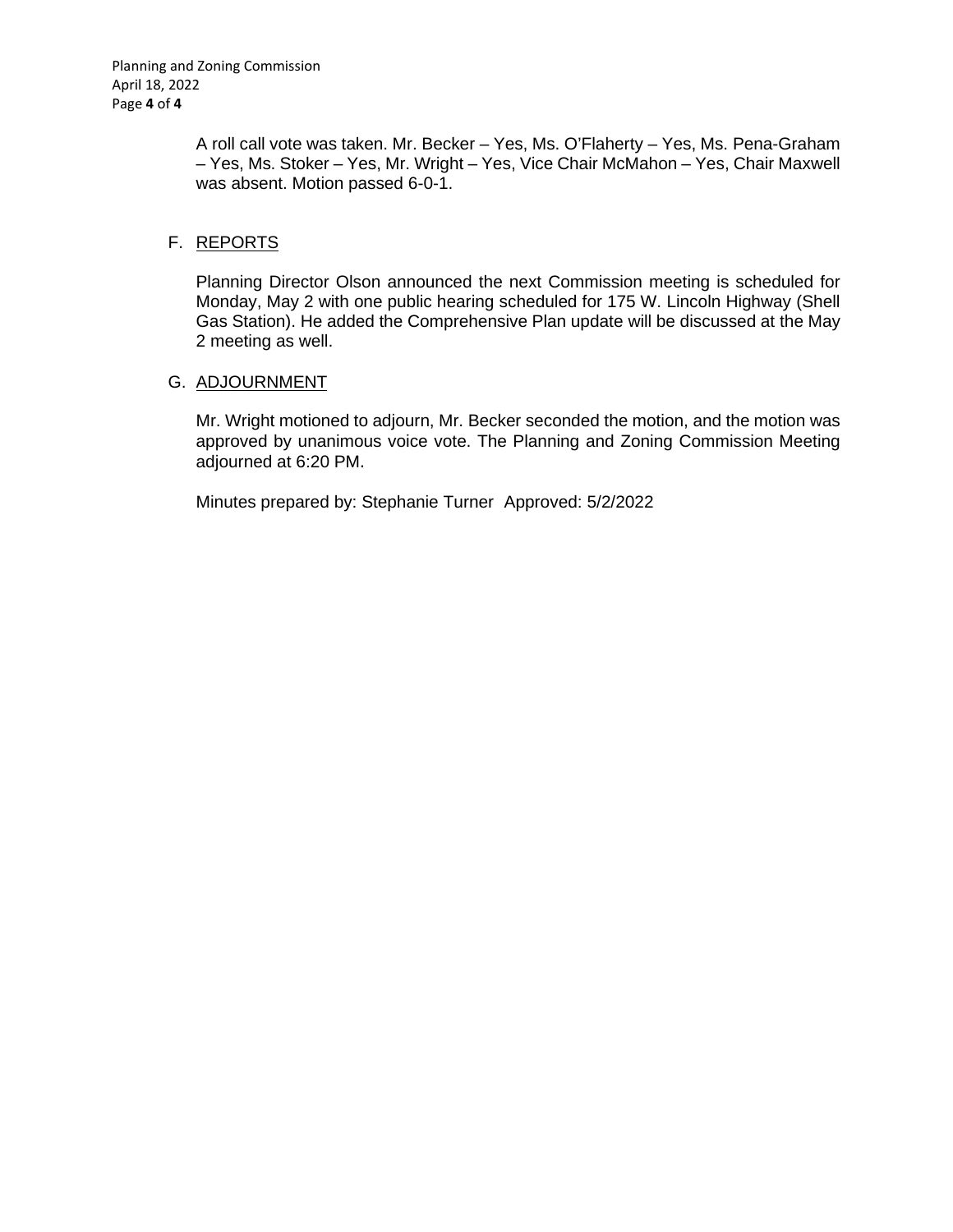A roll call vote was taken. Mr. Becker – Yes, Ms. O'Flaherty – Yes, Ms. Pena-Graham – Yes, Ms. Stoker – Yes, Mr. Wright – Yes, Vice Chair McMahon – Yes, Chair Maxwell was absent. Motion passed 6-0-1.

## F. REPORTS

Planning Director Olson announced the next Commission meeting is scheduled for Monday, May 2 with one public hearing scheduled for 175 W. Lincoln Highway (Shell Gas Station). He added the Comprehensive Plan update will be discussed at the May 2 meeting as well.

## G. ADJOURNMENT

Mr. Wright motioned to adjourn, Mr. Becker seconded the motion, and the motion was approved by unanimous voice vote. The Planning and Zoning Commission Meeting adjourned at 6:20 PM.

Minutes prepared by: Stephanie Turner Approved: 5/2/2022